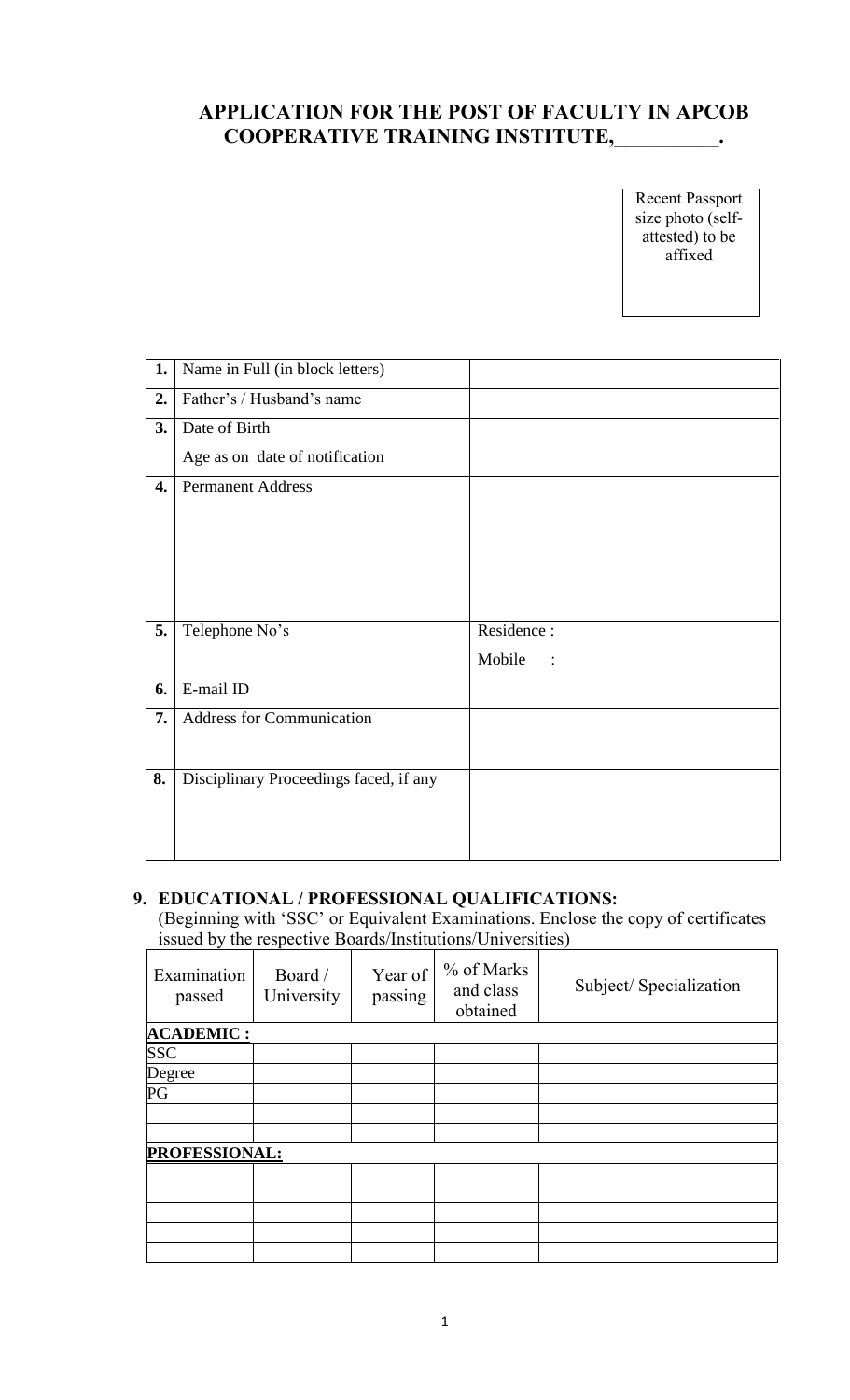# APPLICATION FOR THE POST OF FACULTY IN APCOB COOPERATIVE TRAINING INSTITUTE,\_\_\_\_\_\_\_\_\_\_.

Recent Passport size photo (self-attested) to be affixed

| | | |
|---|---|---|
| **1.** | Name in Full (in block letters) | |
| **2.** | Father's / Husband's name | |
| **3.** | Date of Birth<br>Age as on date of notification | |
| **4.** | Permanent Address | |
| **5.** | Telephone No's | Residence :<br>Mobile : |
| **6.** | E-mail ID | |
| **7.** | Address for Communication | |
| **8.** | Disciplinary Proceedings faced, if any | |

**9. EDUCATIONAL / PROFESSIONAL QUALIFICATIONS:**

(Beginning with 'SSC' or Equivalent Examinations. Enclose the copy of certificates issued by the respective Boards/Institutions/Universities)

| Examination passed | Board / University | Year of passing | % of Marks and class obtained | Subject/ Specialization |
|---|---|---|---|---|
| **ACADEMIC :** | | | | |
| SSC | | | | |
| Degree | | | | |
| PG | | | | |
| | | | | |
| | | | | |
| **PROFESSIONAL:** | | | | |
| | | | | |
| | | | | |
| | | | | |
| | | | | |
| | | | | |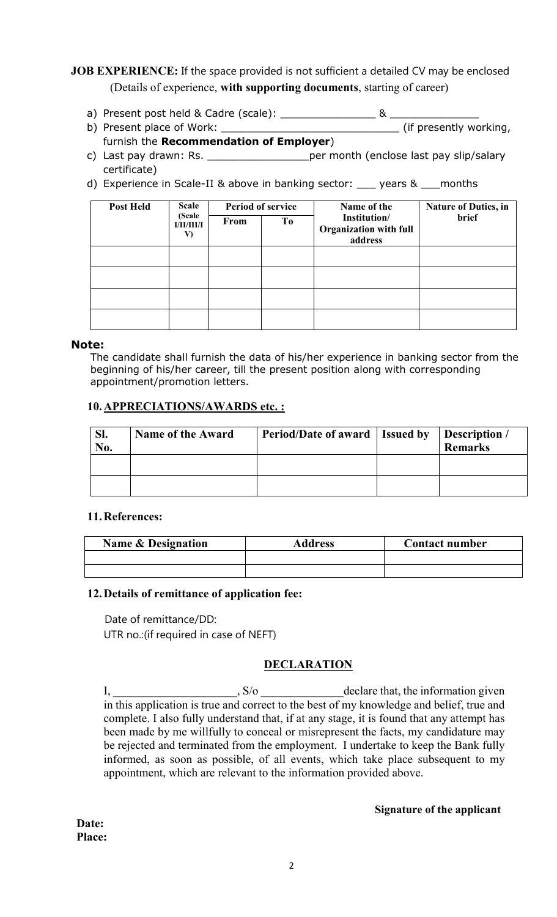**JOB EXPERIENCE:** If the space provided is not sufficient a detailed CV may be enclosed (Details of experience, **with supporting documents**, starting of career)

a) Present post held & Cadre (scale): _______________ & ______________
b) Present place of Work: ____________________________ (if presently working, furnish the **Recommendation of Employer**)
c) Last pay drawn: Rs. ________________per month (enclose last pay slip/salary certificate)
d) Experience in Scale-II & above in banking sector: ___ years & ___months

| Post Held | Scale (Scale I/II/III/IV) | Period of service | | Name of the Institution/ Organization with full address | Nature of Duties, in brief |
|---|---|---|---|---|---|
| | | From | To | | |
| | | | | | |
| | | | | | |
| | | | | | |
| | | | | | |

**Note:**

The candidate shall furnish the data of his/her experience in banking sector from the beginning of his/her career, till the present position along with corresponding appointment/promotion letters.

**10. APPRECIATIONS/AWARDS etc. :**

| Sl. No. | Name of the Award | Period/Date of award | Issued by | Description / Remarks |
|---|---|---|---|---|
| | | | | |
| | | | | |

**11. References:**

| Name & Designation | Address | Contact number |
|---|---|---|
| | | |
| | | |

**12. Details of remittance of application fee:**

Date of remittance/DD:

UTR no.:(if required in case of NEFT)

## DECLARATION

I, _____________________, S/o ______________declare that, the information given in this application is true and correct to the best of my knowledge and belief, true and complete. I also fully understand that, if at any stage, it is found that any attempt has been made by me willfully to conceal or misrepresent the facts, my candidature may be rejected and terminated from the employment. I undertake to keep the Bank fully informed, as soon as possible, of all events, which take place subsequent to my appointment, which are relevant to the information provided above.

**Signature of the applicant**

**Date:**

**Place:**